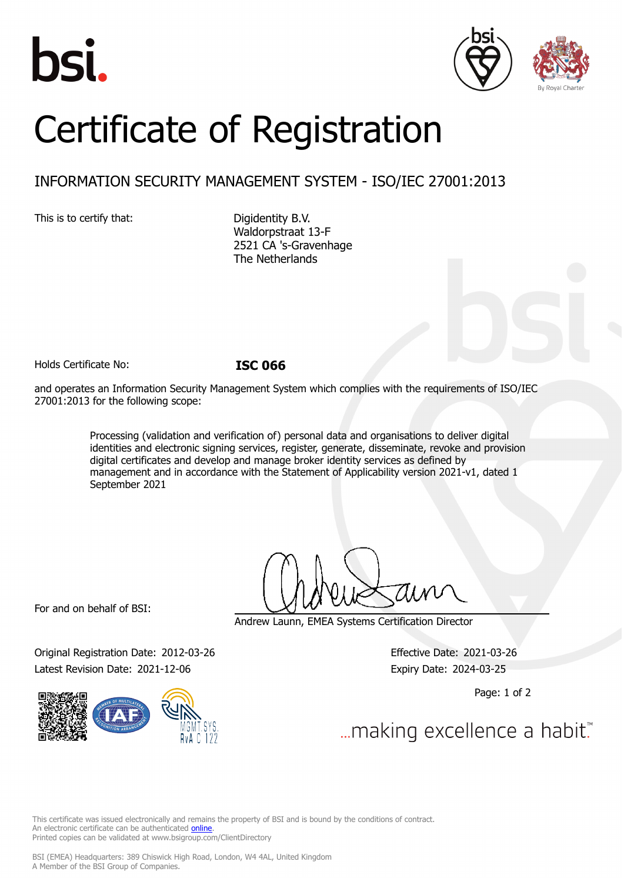# Certificate of Registration

## INFORMATION SECURITY MANAGEMENT SYSTEM - ISO/IEC 27001:2013

This is to certify that:

Digidentity B.V.
Waldorpstraat 13-F
2521 CA 's-Gravenhage
The Netherlands

Holds Certificate No: **ISC 066**

and operates an Information Security Management System which complies with the requirements of ISO/IEC 27001:2013 for the following scope:

> Processing (validation and verification of) personal data and organisations to deliver digital identities and electronic signing services, register, generate, disseminate, revoke and provision digital certificates and develop and manage broker identity services as defined by management and in accordance with the Statement of Applicability version 2021-v1, dated 1 September 2021

For and on behalf of BSI:

Andrew Launn, EMEA Systems Certification Director

Original Registration Date: 2012-03-26
Latest Revision Date: 2021-12-06

Effective Date: 2021-03-26
Expiry Date: 2024-03-25

...making excellence a habit.™

This certificate was issued electronically and remains the property of BSI and is bound by the conditions of contract.
An electronic certificate can be authenticated online.
Printed copies can be validated at www.bsigroup.com/ClientDirectory

BSI (EMEA) Headquarters: 389 Chiswick High Road, London, W4 4AL, United Kingdom
A Member of the BSI Group of Companies.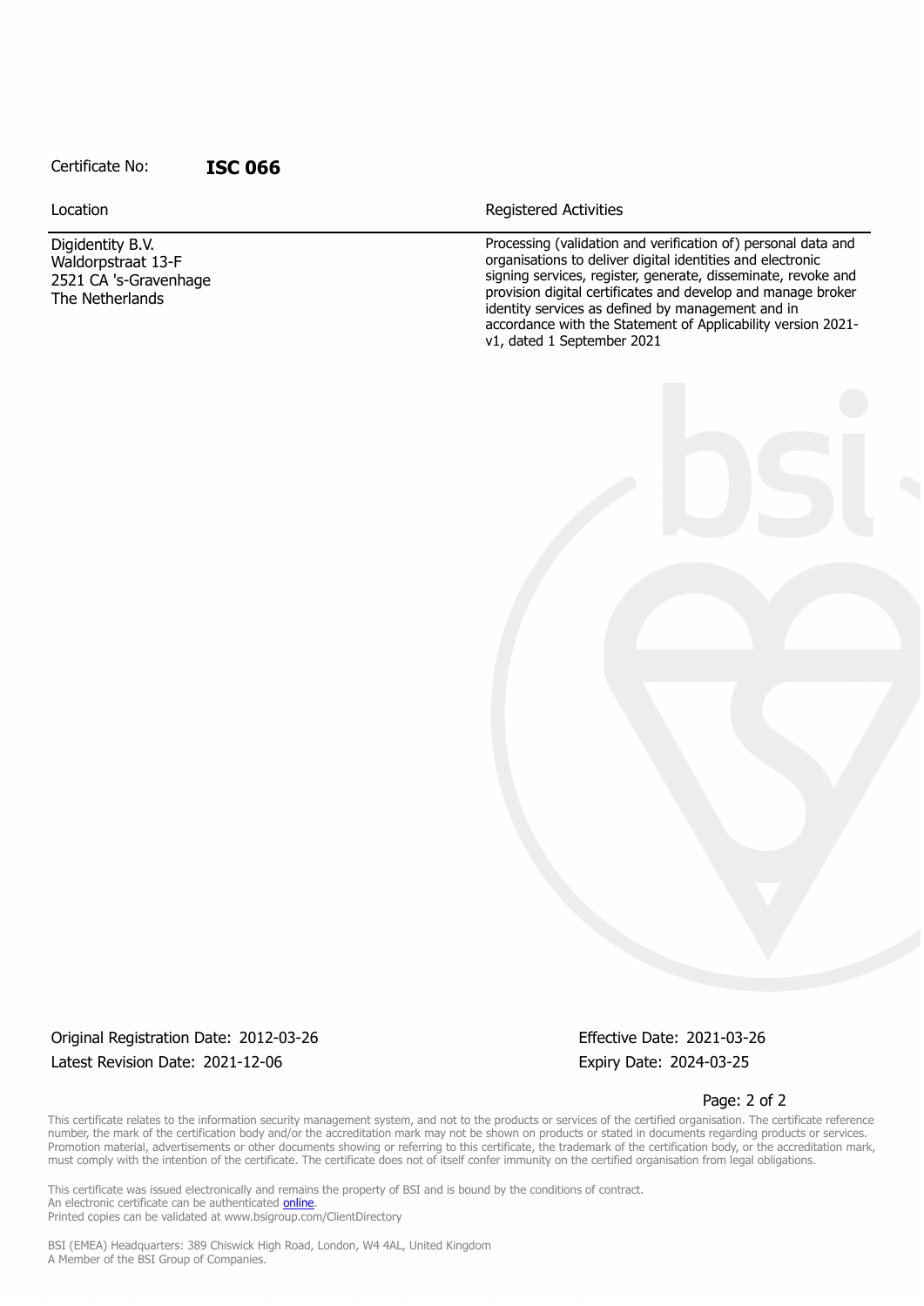Certificate No: **ISC 066**

| Location | Registered Activities |
| --- | --- |
| Digidentity B.V.<br>Waldorpstraat 13-F<br>2521 CA 's-Gravenhage<br>The Netherlands | Processing (validation and verification of) personal data and organisations to deliver digital identities and electronic signing services, register, generate, disseminate, revoke and provision digital certificates and develop and manage broker identity services as defined by management and in accordance with the Statement of Applicability version 2021-v1, dated 1 September 2021 |

Original Registration Date: 2012-03-26
Latest Revision Date: 2021-12-06

Effective Date: 2021-03-26
Expiry Date: 2024-03-25

This certificate relates to the information security management system, and not to the products or services of the certified organisation. The certificate reference number, the mark of the certification body and/or the accreditation mark may not be shown on products or stated in documents regarding products or services. Promotion material, advertisements or other documents showing or referring to this certificate, the trademark of the certification body, or the accreditation mark, must comply with the intention of the certificate. The certificate does not of itself confer immunity on the certified organisation from legal obligations.

This certificate was issued electronically and remains the property of BSI and is bound by the conditions of contract.
An electronic certificate can be authenticated online.
Printed copies can be validated at www.bsigroup.com/ClientDirectory

BSI (EMEA) Headquarters: 389 Chiswick High Road, London, W4 4AL, United Kingdom
A Member of the BSI Group of Companies.